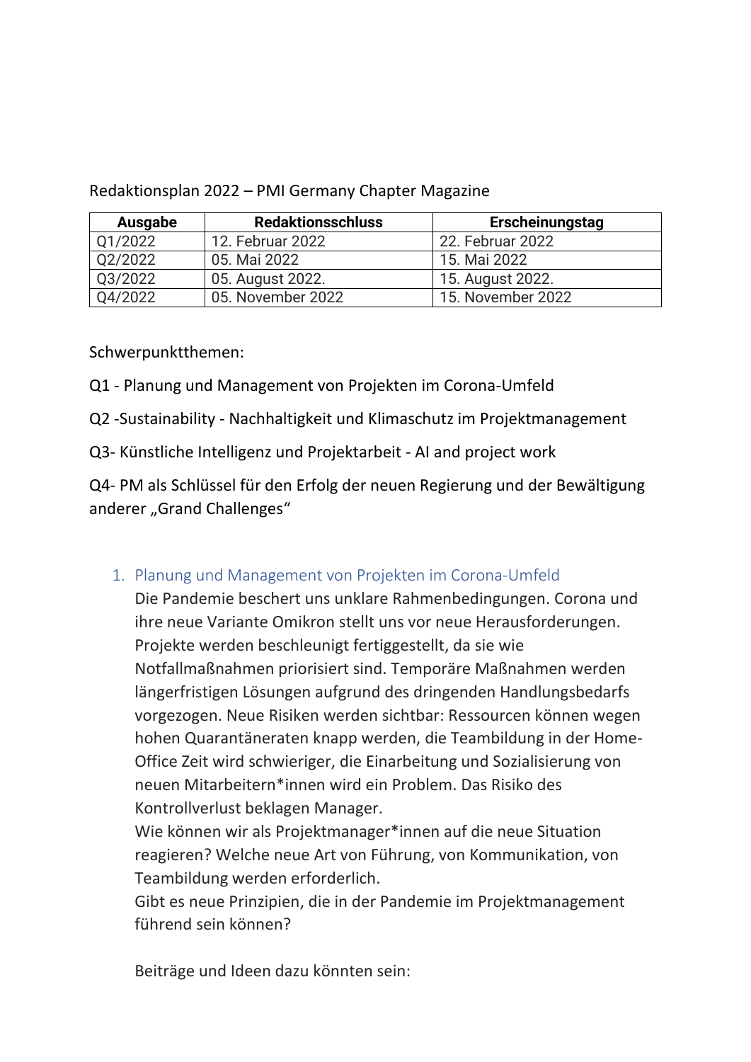Redaktionsplan 2022 – PMI Germany Chapter Magazine

| Ausgabe | Redaktionsschluss | Erscheinungstag |
|---|---|---|
| Q1/2022 | 12. Februar 2022 | 22. Februar 2022 |
| Q2/2022 | 05. Mai 2022 | 15. Mai 2022 |
| Q3/2022 | 05. August 2022. | 15. August 2022. |
| Q4/2022 | 05. November 2022 | 15. November 2022 |

Schwerpunktthemen:

Q1 - Planung und Management von Projekten im Corona-Umfeld

Q2 -Sustainability - Nachhaltigkeit und Klimaschutz im Projektmanagement

Q3- Künstliche Intelligenz und Projektarbeit - AI and project work

Q4- PM als Schlüssel für den Erfolg der neuen Regierung und der Bewältigung anderer „Grand Challenges"

## 1. Planung und Management von Projekten im Corona-Umfeld

Die Pandemie beschert uns unklare Rahmenbedingungen. Corona und ihre neue Variante Omikron stellt uns vor neue Herausforderungen. Projekte werden beschleunigt fertiggestellt, da sie wie Notfallmaßnahmen priorisiert sind. Temporäre Maßnahmen werden längerfristigen Lösungen aufgrund des dringenden Handlungsbedarfs vorgezogen. Neue Risiken werden sichtbar: Ressourcen können wegen hohen Quarantäneraten knapp werden, die Teambildung in der Home-Office Zeit wird schwieriger, die Einarbeitung und Sozialisierung von neuen Mitarbeitern*innen wird ein Problem. Das Risiko des Kontrollverlust beklagen Manager.

Wie können wir als Projektmanager*innen auf die neue Situation reagieren? Welche neue Art von Führung, von Kommunikation, von Teambildung werden erforderlich.

Gibt es neue Prinzipien, die in der Pandemie im Projektmanagement führend sein können?

Beiträge und Ideen dazu könnten sein: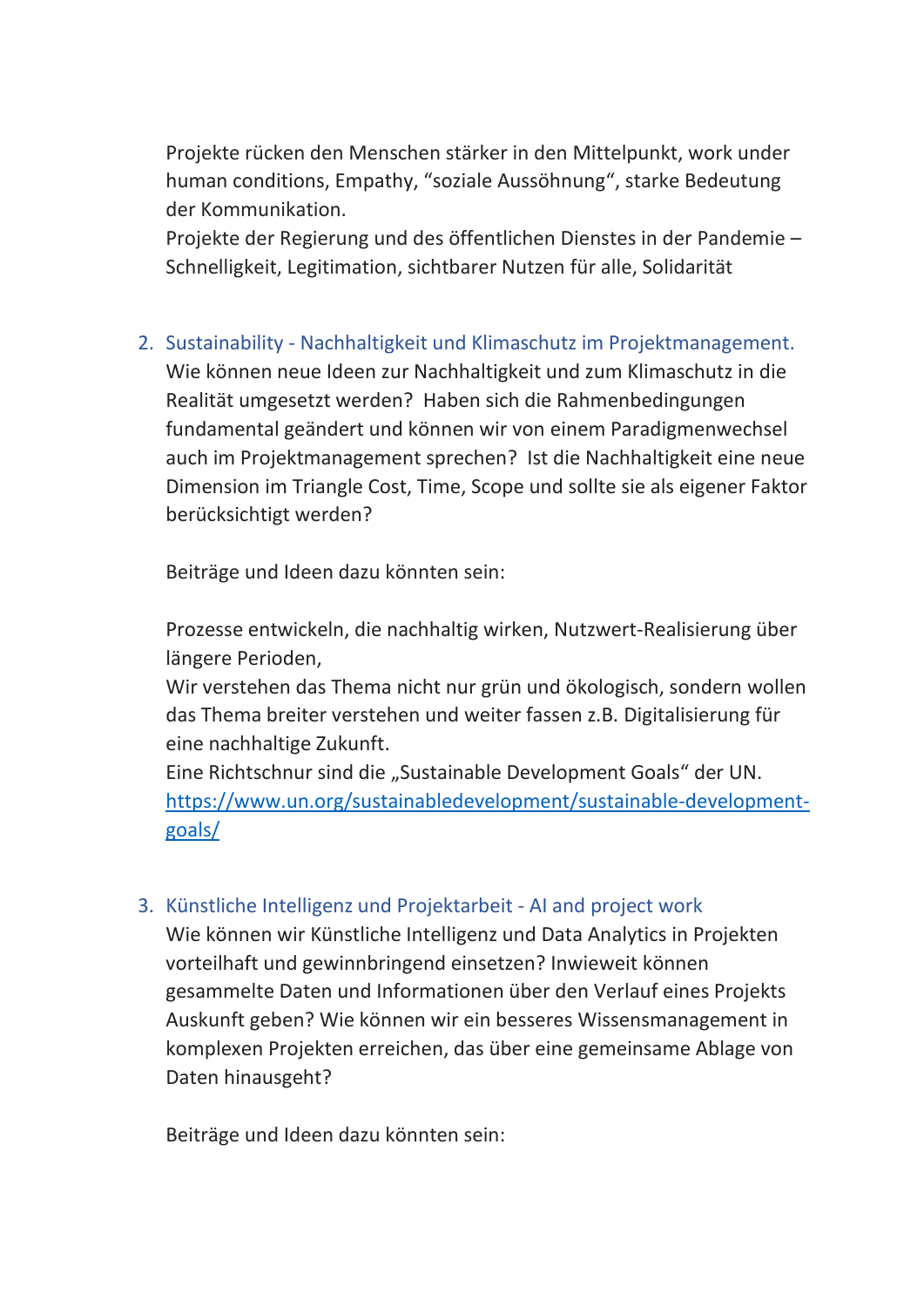Projekte rücken den Menschen stärker in den Mittelpunkt, work under human conditions, Empathy, "soziale Aussöhnung", starke Bedeutung der Kommunikation.
Projekte der Regierung und des öffentlichen Dienstes in der Pandemie – Schnelligkeit, Legitimation, sichtbarer Nutzen für alle, Solidarität

2. Sustainability - Nachhaltigkeit und Klimaschutz im Projektmanagement.
   Wie können neue Ideen zur Nachhaltigkeit und zum Klimaschutz in die Realität umgesetzt werden? Haben sich die Rahmenbedingungen fundamental geändert und können wir von einem Paradigmenwechsel auch im Projektmanagement sprechen? Ist die Nachhaltigkeit eine neue Dimension im Triangle Cost, Time, Scope und sollte sie als eigener Faktor berücksichtigt werden?

   Beiträge und Ideen dazu könnten sein:

   Prozesse entwickeln, die nachhaltig wirken, Nutzwert-Realisierung über längere Perioden,
   Wir verstehen das Thema nicht nur grün und ökologisch, sondern wollen das Thema breiter verstehen und weiter fassen z.B. Digitalisierung für eine nachhaltige Zukunft.
   Eine Richtschnur sind die „Sustainable Development Goals" der UN.
   https://www.un.org/sustainabledevelopment/sustainable-development-goals/

3. Künstliche Intelligenz und Projektarbeit - AI and project work
   Wie können wir Künstliche Intelligenz und Data Analytics in Projekten vorteilhaft und gewinnbringend einsetzen? Inwieweit können gesammelte Daten und Informationen über den Verlauf eines Projekts Auskunft geben? Wie können wir ein besseres Wissensmanagement in komplexen Projekten erreichen, das über eine gemeinsame Ablage von Daten hinausgeht?

   Beiträge und Ideen dazu könnten sein: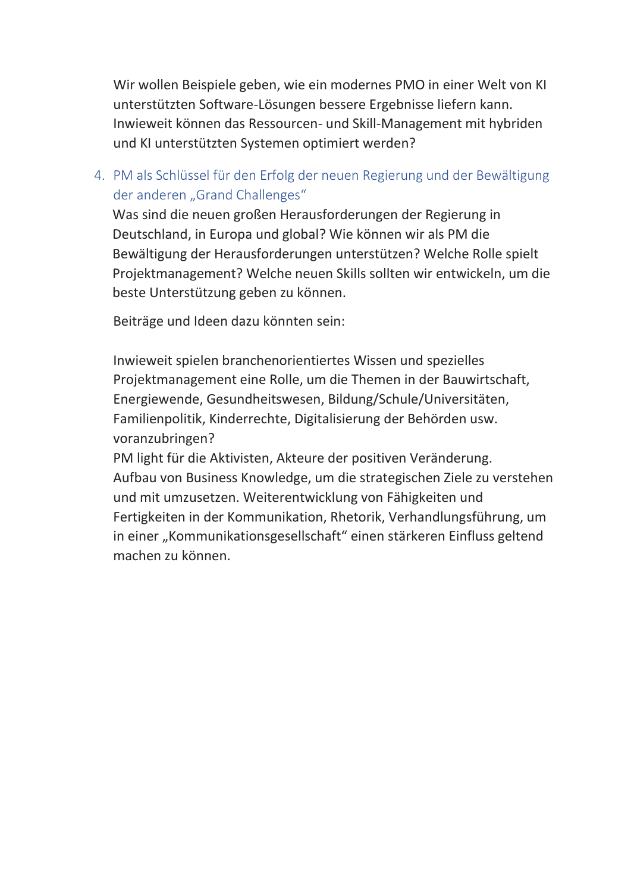Wir wollen Beispiele geben, wie ein modernes PMO in einer Welt von KI unterstützten Software-Lösungen bessere Ergebnisse liefern kann. Inwieweit können das Ressourcen- und Skill-Management mit hybriden und KI unterstützten Systemen optimiert werden?

4. PM als Schlüssel für den Erfolg der neuen Regierung und der Bewältigung der anderen „Grand Challenges“

   Was sind die neuen großen Herausforderungen der Regierung in Deutschland, in Europa und global? Wie können wir als PM die Bewältigung der Herausforderungen unterstützen? Welche Rolle spielt Projektmanagement? Welche neuen Skills sollten wir entwickeln, um die beste Unterstützung geben zu können.

   Beiträge und Ideen dazu könnten sein:

   Inwieweit spielen branchenorientiertes Wissen und spezielles Projektmanagement eine Rolle, um die Themen in der Bauwirtschaft, Energiewende, Gesundheitswesen, Bildung/Schule/Universitäten, Familienpolitik, Kinderrechte, Digitalisierung der Behörden usw. voranzubringen?
   PM light für die Aktivisten, Akteure der positiven Veränderung.
   Aufbau von Business Knowledge, um die strategischen Ziele zu verstehen und mit umzusetzen. Weiterentwicklung von Fähigkeiten und Fertigkeiten in der Kommunikation, Rhetorik, Verhandlungsführung, um in einer „Kommunikationsgesellschaft“ einen stärkeren Einfluss geltend machen zu können.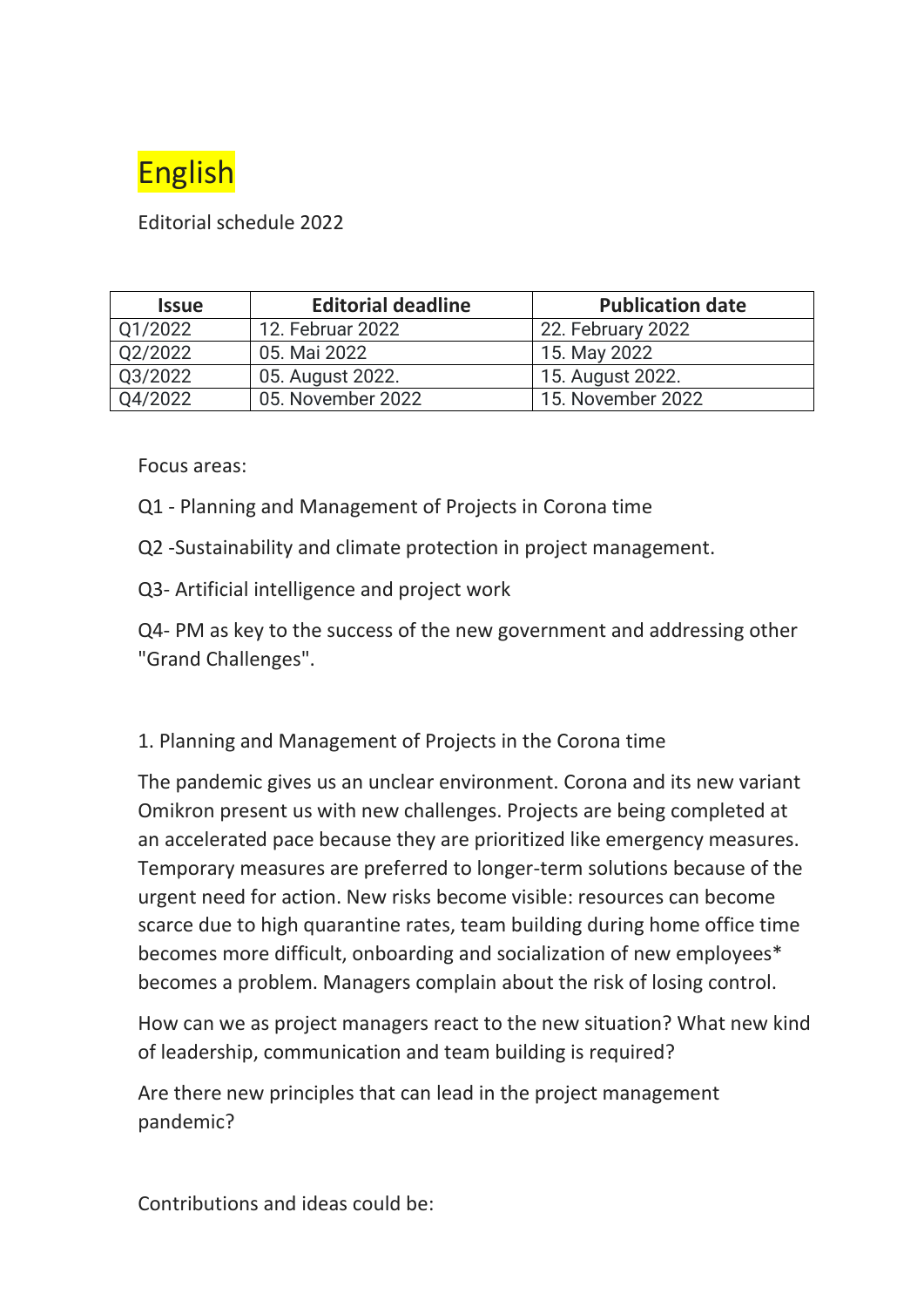# English

Editorial schedule 2022

| Issue | Editorial deadline | Publication date |
| --- | --- | --- |
| Q1/2022 | 12. Februar 2022 | 22. February 2022 |
| Q2/2022 | 05. Mai 2022 | 15. May 2022 |
| Q3/2022 | 05. August 2022. | 15. August 2022. |
| Q4/2022 | 05. November 2022 | 15. November 2022 |

Focus areas:

Q1 - Planning and Management of Projects in Corona time

Q2 -Sustainability and climate protection in project management.

Q3- Artificial intelligence and project work

Q4- PM as key to the success of the new government and addressing other "Grand Challenges".

1. Planning and Management of Projects in the Corona time

The pandemic gives us an unclear environment. Corona and its new variant Omikron present us with new challenges. Projects are being completed at an accelerated pace because they are prioritized like emergency measures. Temporary measures are preferred to longer-term solutions because of the urgent need for action. New risks become visible: resources can become scarce due to high quarantine rates, team building during home office time becomes more difficult, onboarding and socialization of new employees* becomes a problem. Managers complain about the risk of losing control.

How can we as project managers react to the new situation? What new kind of leadership, communication and team building is required?

Are there new principles that can lead in the project management pandemic?

Contributions and ideas could be: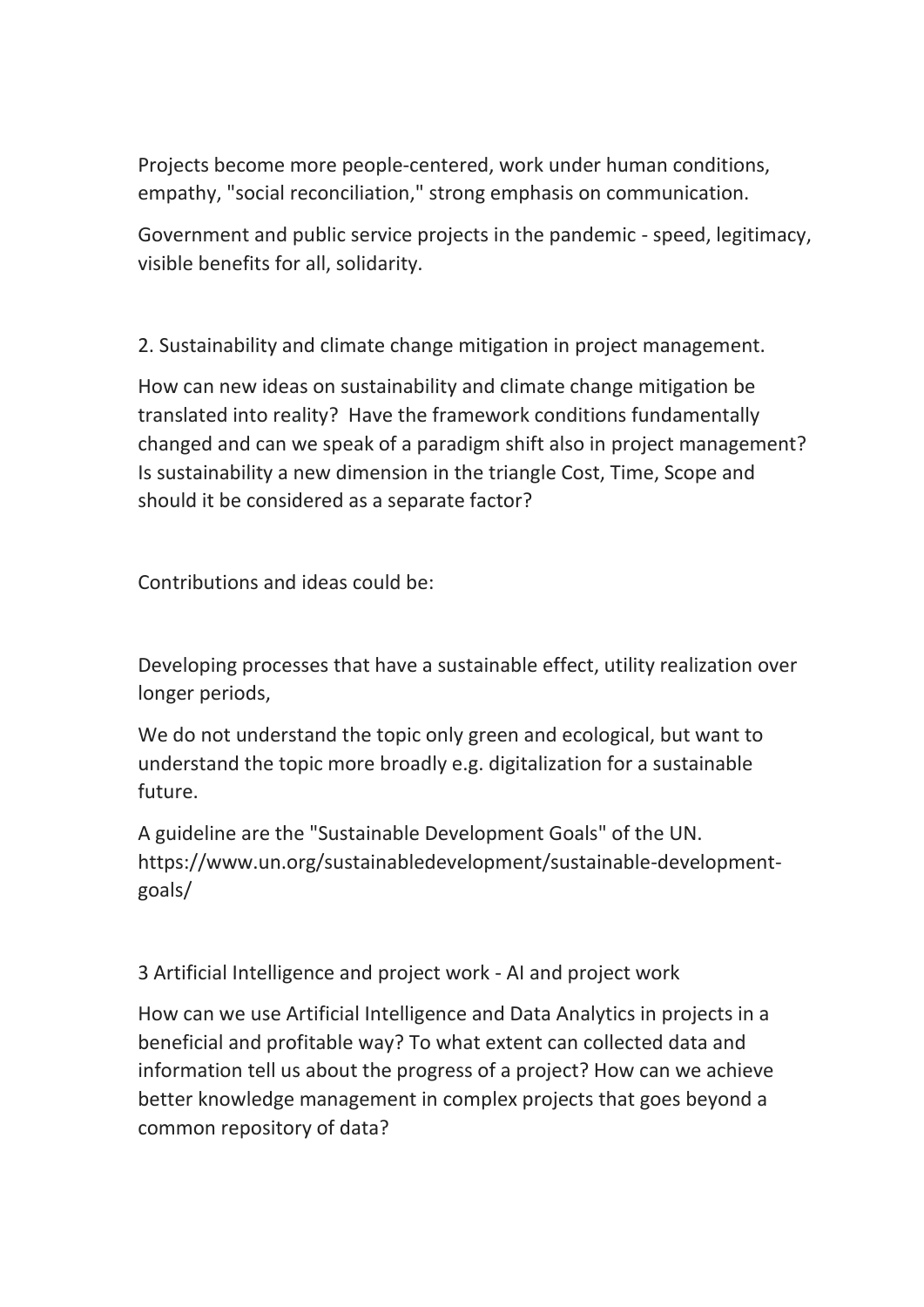Projects become more people-centered, work under human conditions, empathy, "social reconciliation," strong emphasis on communication.

Government and public service projects in the pandemic - speed, legitimacy, visible benefits for all, solidarity.

2. Sustainability and climate change mitigation in project management.

How can new ideas on sustainability and climate change mitigation be translated into reality? Have the framework conditions fundamentally changed and can we speak of a paradigm shift also in project management? Is sustainability a new dimension in the triangle Cost, Time, Scope and should it be considered as a separate factor?

Contributions and ideas could be:

Developing processes that have a sustainable effect, utility realization over longer periods,

We do not understand the topic only green and ecological, but want to understand the topic more broadly e.g. digitalization for a sustainable future.

A guideline are the "Sustainable Development Goals" of the UN. https://www.un.org/sustainabledevelopment/sustainable-development-goals/

3 Artificial Intelligence and project work - AI and project work

How can we use Artificial Intelligence and Data Analytics in projects in a beneficial and profitable way? To what extent can collected data and information tell us about the progress of a project? How can we achieve better knowledge management in complex projects that goes beyond a common repository of data?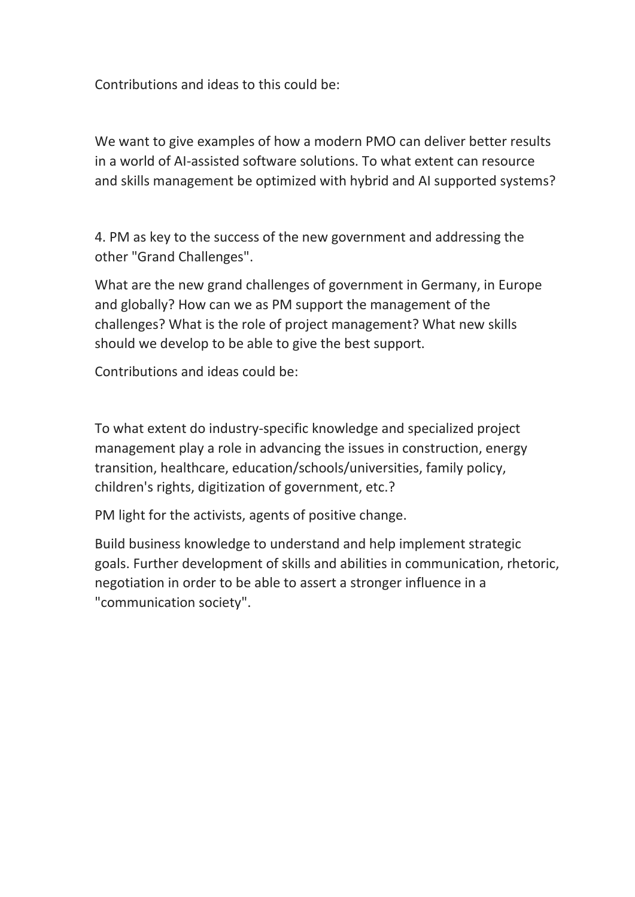Contributions and ideas to this could be:

We want to give examples of how a modern PMO can deliver better results in a world of AI-assisted software solutions. To what extent can resource and skills management be optimized with hybrid and AI supported systems?

4. PM as key to the success of the new government and addressing the other "Grand Challenges".

What are the new grand challenges of government in Germany, in Europe and globally? How can we as PM support the management of the challenges? What is the role of project management? What new skills should we develop to be able to give the best support.

Contributions and ideas could be:

To what extent do industry-specific knowledge and specialized project management play a role in advancing the issues in construction, energy transition, healthcare, education/schools/universities, family policy, children's rights, digitization of government, etc.?

PM light for the activists, agents of positive change.

Build business knowledge to understand and help implement strategic goals. Further development of skills and abilities in communication, rhetoric, negotiation in order to be able to assert a stronger influence in a "communication society".